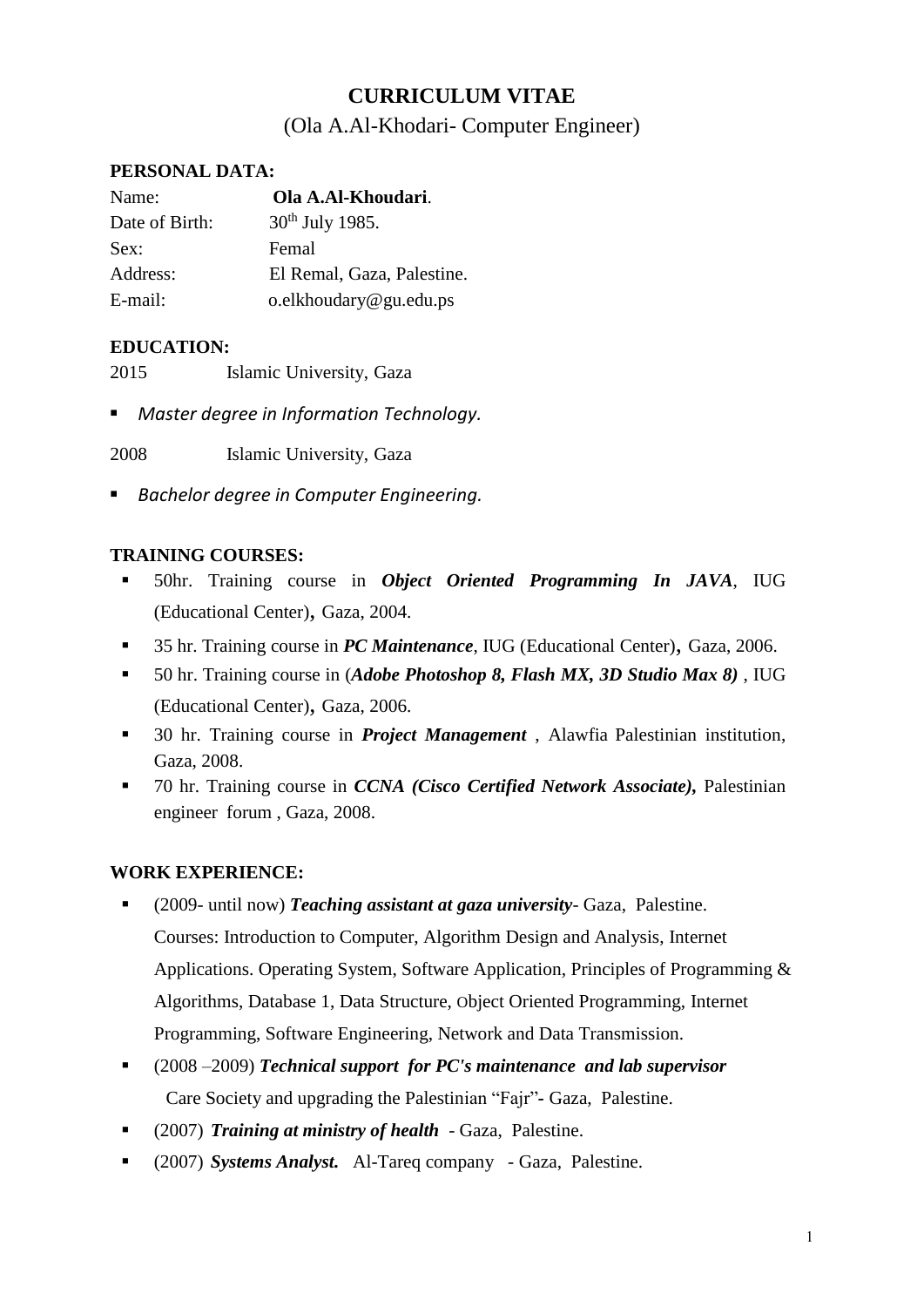# CURRICULUM VITAE

(Ola A.Al-Khodari- Computer Engineer)

## PERSONAL DATA:

| | |
|---|---|
| Name: | **Ola A.Al-Khoudari**. |
| Date of Birth: | 30th July 1985. |
| Sex: | Femal |
| Address: | El Remal, Gaza, Palestine. |
| E-mail: | o.elkhoudary@gu.edu.ps |

## EDUCATION:

2015 Islamic University, Gaza

- *Master degree in Information Technology.*

2008 Islamic University, Gaza

- *Bachelor degree in Computer Engineering.*

## TRAINING COURSES:

- 50hr. Training course in ***Object Oriented Programming In JAVA***, IUG (Educational Center), Gaza, 2004.
- 35 hr. Training course in ***PC Maintenance***, IUG (Educational Center), Gaza, 2006.
- 50 hr. Training course in (***Adobe Photoshop 8, Flash MX, 3D Studio Max 8)*** , IUG (Educational Center), Gaza, 2006.
- 30 hr. Training course in ***Project Management*** , Alawfia Palestinian institution, Gaza, 2008.
- 70 hr. Training course in ***CCNA (Cisco Certified Network Associate),*** Palestinian engineer forum , Gaza, 2008.

## WORK EXPERIENCE:

- (2009- until now) ***Teaching assistant at gaza university***- Gaza, Palestine.
  Courses: Introduction to Computer, Algorithm Design and Analysis, Internet Applications. Operating System, Software Application, Principles of Programming & Algorithms, Database 1, Data Structure, Object Oriented Programming, Internet Programming, Software Engineering, Network and Data Transmission.
- (2008 –2009) ***Technical support for PC's maintenance and lab supervisor***
  Care Society and upgrading the Palestinian "Fajr"- Gaza, Palestine.
- (2007) ***Training at ministry of health*** - Gaza, Palestine.
- (2007) ***Systems Analyst.*** Al-Tareq company - Gaza, Palestine.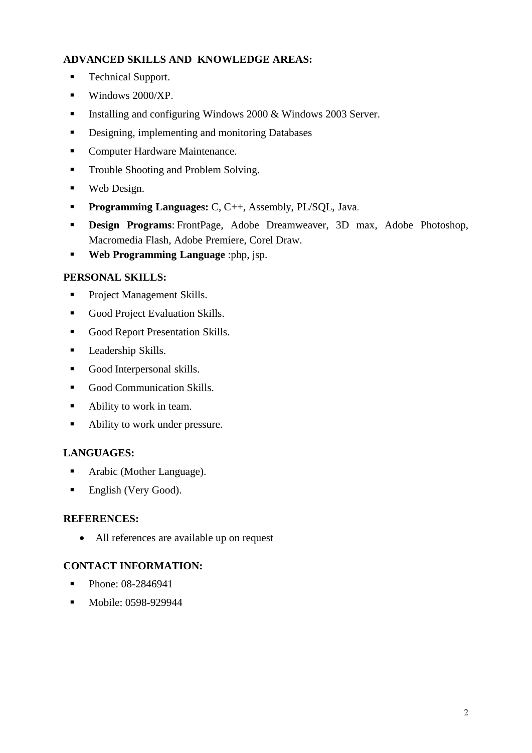**ADVANCED SKILLS AND KNOWLEDGE AREAS:**

- Technical Support.
- Windows 2000/XP.
- Installing and configuring Windows 2000 & Windows 2003 Server.
- Designing, implementing and monitoring Databases
- Computer Hardware Maintenance.
- Trouble Shooting and Problem Solving.
- Web Design.
- **Programming Languages:** C, C++, Assembly, PL/SQL, Java.
- **Design Programs**: FrontPage, Adobe Dreamweaver, 3D max, Adobe Photoshop, Macromedia Flash, Adobe Premiere, Corel Draw.
- **Web Programming Language** :php, jsp.

**PERSONAL SKILLS:**

- Project Management Skills.
- Good Project Evaluation Skills.
- Good Report Presentation Skills.
- Leadership Skills.
- Good Interpersonal skills.
- Good Communication Skills.
- Ability to work in team.
- Ability to work under pressure.

**LANGUAGES:**

- Arabic (Mother Language).
- English (Very Good).

**REFERENCES:**

- All references are available up on request

**CONTACT INFORMATION:**

- Phone: 08-2846941
- Mobile: 0598-929944